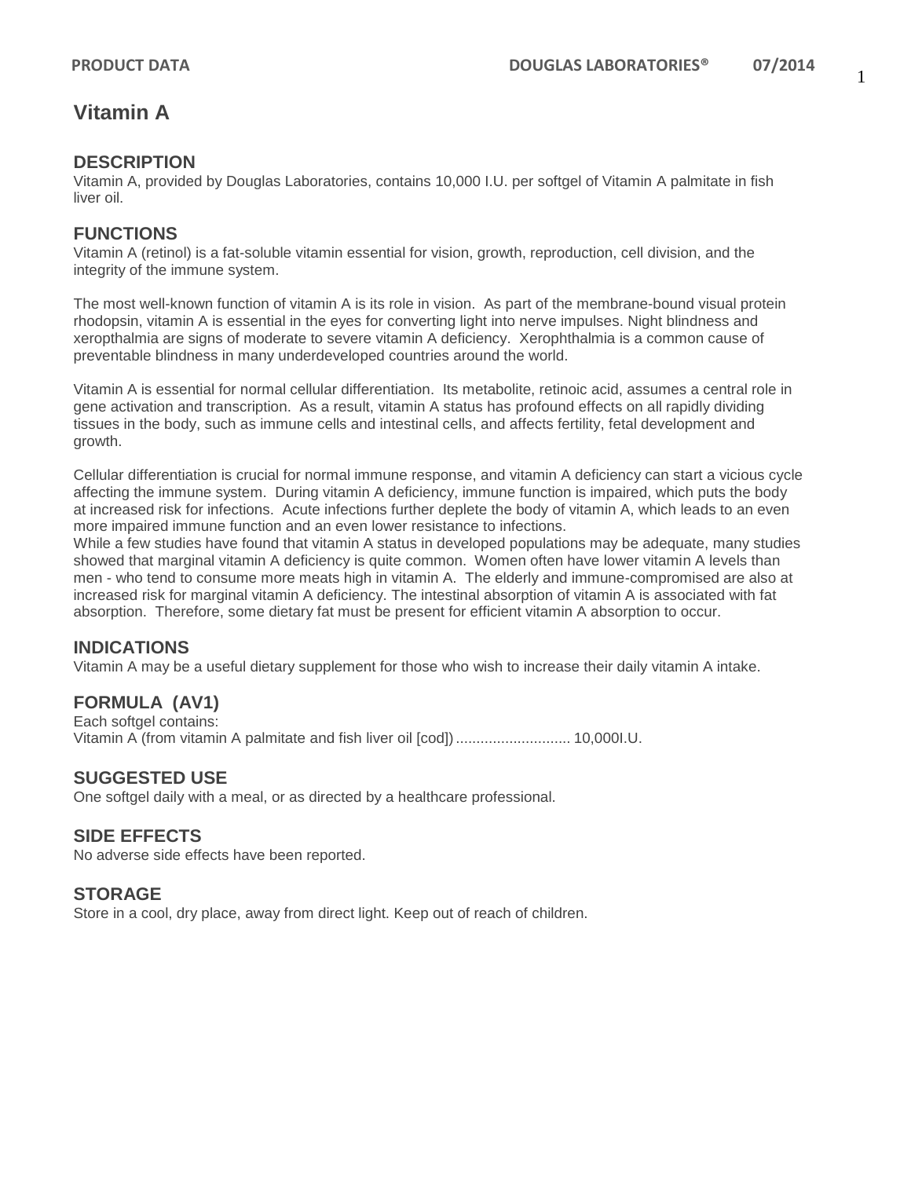# Vitamin A

## DESCRIPTION

Vitamin A, provided by Douglas Laboratories, contains 10,000 I.U. per softgel of Vitamin A palmitate in fish liver oil.

## FUNCTIONS

Vitamin A (retinol) is a fat-soluble vitamin essential for vision, growth, reproduction, cell division, and the integrity of the immune system.

The most well-known function of vitamin A is its role in vision. As part of the membrane-bound visual protein rhodopsin, vitamin A is essential in the eyes for converting light into nerve impulses. Night blindness and xeropthalmia are signs of moderate to severe vitamin A deficiency. Xerophthalmia is a common cause of preventable blindness in many underdeveloped countries around the world.

Vitamin A is essential for normal cellular differentiation. Its metabolite, retinoic acid, assumes a central role in gene activation and transcription. As a result, vitamin A status has profound effects on all rapidly dividing tissues in the body, such as immune cells and intestinal cells, and affects fertility, fetal development and growth.

Cellular differentiation is crucial for normal immune response, and vitamin A deficiency can start a vicious cycle affecting the immune system. During vitamin A deficiency, immune function is impaired, which puts the body at increased risk for infections. Acute infections further deplete the body of vitamin A, which leads to an even more impaired immune function and an even lower resistance to infections.

While a few studies have found that vitamin A status in developed populations may be adequate, many studies showed that marginal vitamin A deficiency is quite common. Women often have lower vitamin A levels than men - who tend to consume more meats high in vitamin A. The elderly and immune-compromised are also at increased risk for marginal vitamin A deficiency. The intestinal absorption of vitamin A is associated with fat absorption. Therefore, some dietary fat must be present for efficient vitamin A absorption to occur.

## INDICATIONS

Vitamin A may be a useful dietary supplement for those who wish to increase their daily vitamin A intake.

## FORMULA (AV1)

Each softgel contains:

Vitamin A (from vitamin A palmitate and fish liver oil [cod]) ............................ 10,000I.U.

## SUGGESTED USE

One softgel daily with a meal, or as directed by a healthcare professional.

## SIDE EFFECTS

No adverse side effects have been reported.

## STORAGE

Store in a cool, dry place, away from direct light. Keep out of reach of children.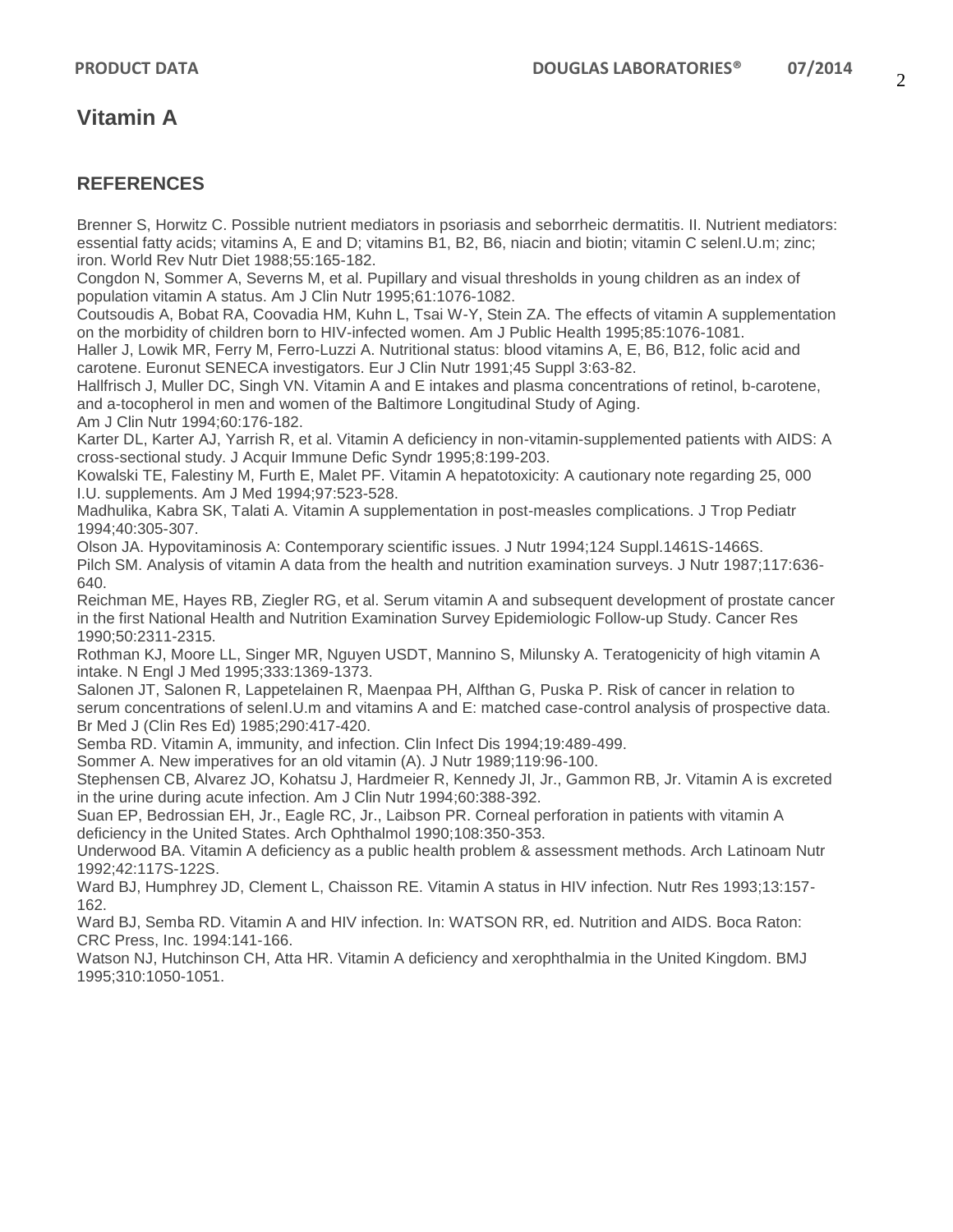# Vitamin A

## REFERENCES

Brenner S, Horwitz C. Possible nutrient mediators in psoriasis and seborrheic dermatitis. II. Nutrient mediators: essential fatty acids; vitamins A, E and D; vitamins B1, B2, B6, niacin and biotin; vitamin C selenI.U.m; zinc; iron. World Rev Nutr Diet 1988;55:165-182.

Congdon N, Sommer A, Severns M, et al. Pupillary and visual thresholds in young children as an index of population vitamin A status. Am J Clin Nutr 1995;61:1076-1082.

Coutsoudis A, Bobat RA, Coovadia HM, Kuhn L, Tsai W-Y, Stein ZA. The effects of vitamin A supplementation on the morbidity of children born to HIV-infected women. Am J Public Health 1995;85:1076-1081.

Haller J, Lowik MR, Ferry M, Ferro-Luzzi A. Nutritional status: blood vitamins A, E, B6, B12, folic acid and carotene. Euronut SENECA investigators. Eur J Clin Nutr 1991;45 Suppl 3:63-82.

Hallfrisch J, Muller DC, Singh VN. Vitamin A and E intakes and plasma concentrations of retinol, b-carotene, and a-tocopherol in men and women of the Baltimore Longitudinal Study of Aging. Am J Clin Nutr 1994;60:176-182.

Karter DL, Karter AJ, Yarrish R, et al. Vitamin A deficiency in non-vitamin-supplemented patients with AIDS: A cross-sectional study. J Acquir Immune Defic Syndr 1995;8:199-203.

Kowalski TE, Falestiny M, Furth E, Malet PF. Vitamin A hepatotoxicity: A cautionary note regarding 25, 000 I.U. supplements. Am J Med 1994;97:523-528.

Madhulika, Kabra SK, Talati A. Vitamin A supplementation in post-measles complications. J Trop Pediatr 1994;40:305-307.

Olson JA. Hypovitaminosis A: Contemporary scientific issues. J Nutr 1994;124 Suppl.1461S-1466S.

Pilch SM. Analysis of vitamin A data from the health and nutrition examination surveys. J Nutr 1987;117:636-640.

Reichman ME, Hayes RB, Ziegler RG, et al. Serum vitamin A and subsequent development of prostate cancer in the first National Health and Nutrition Examination Survey Epidemiologic Follow-up Study. Cancer Res 1990;50:2311-2315.

Rothman KJ, Moore LL, Singer MR, Nguyen USDT, Mannino S, Milunsky A. Teratogenicity of high vitamin A intake. N Engl J Med 1995;333:1369-1373.

Salonen JT, Salonen R, Lappetelainen R, Maenpaa PH, Alfthan G, Puska P. Risk of cancer in relation to serum concentrations of selenI.U.m and vitamins A and E: matched case-control analysis of prospective data. Br Med J (Clin Res Ed) 1985;290:417-420.

Semba RD. Vitamin A, immunity, and infection. Clin Infect Dis 1994;19:489-499.

Sommer A. New imperatives for an old vitamin (A). J Nutr 1989;119:96-100.

Stephensen CB, Alvarez JO, Kohatsu J, Hardmeier R, Kennedy JI, Jr., Gammon RB, Jr. Vitamin A is excreted in the urine during acute infection. Am J Clin Nutr 1994;60:388-392.

Suan EP, Bedrossian EH, Jr., Eagle RC, Jr., Laibson PR. Corneal perforation in patients with vitamin A deficiency in the United States. Arch Ophthalmol 1990;108:350-353.

Underwood BA. Vitamin A deficiency as a public health problem & assessment methods. Arch Latinoam Nutr 1992;42:117S-122S.

Ward BJ, Humphrey JD, Clement L, Chaisson RE. Vitamin A status in HIV infection. Nutr Res 1993;13:157-162.

Ward BJ, Semba RD. Vitamin A and HIV infection. In: WATSON RR, ed. Nutrition and AIDS. Boca Raton: CRC Press, Inc. 1994:141-166.

Watson NJ, Hutchinson CH, Atta HR. Vitamin A deficiency and xerophthalmia in the United Kingdom. BMJ 1995;310:1050-1051.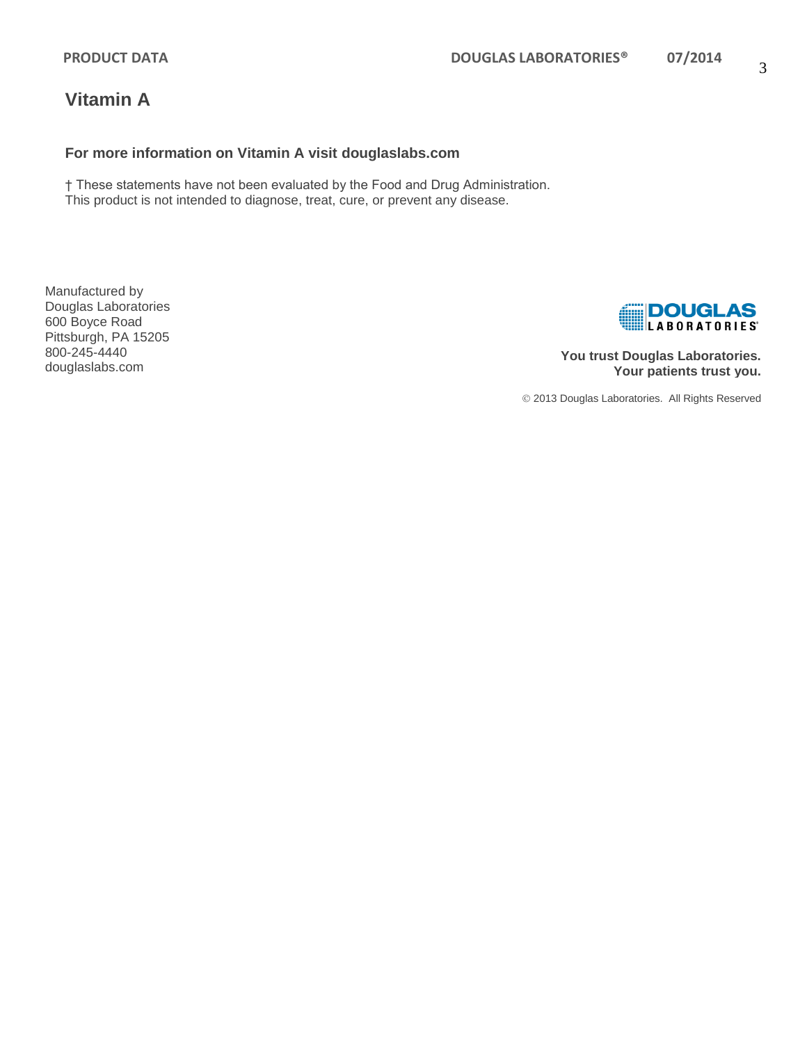# Vitamin A

**For more information on Vitamin A visit douglaslabs.com**

† These statements have not been evaluated by the Food and Drug Administration.
This product is not intended to diagnose, treat, cure, or prevent any disease.

Manufactured by
Douglas Laboratories
600 Boyce Road
Pittsburgh, PA 15205
800-245-4440
douglaslabs.com

DOUGLAS LABORATORIES

**You trust Douglas Laboratories.**
**Your patients trust you.**

© 2013 Douglas Laboratories. All Rights Reserved